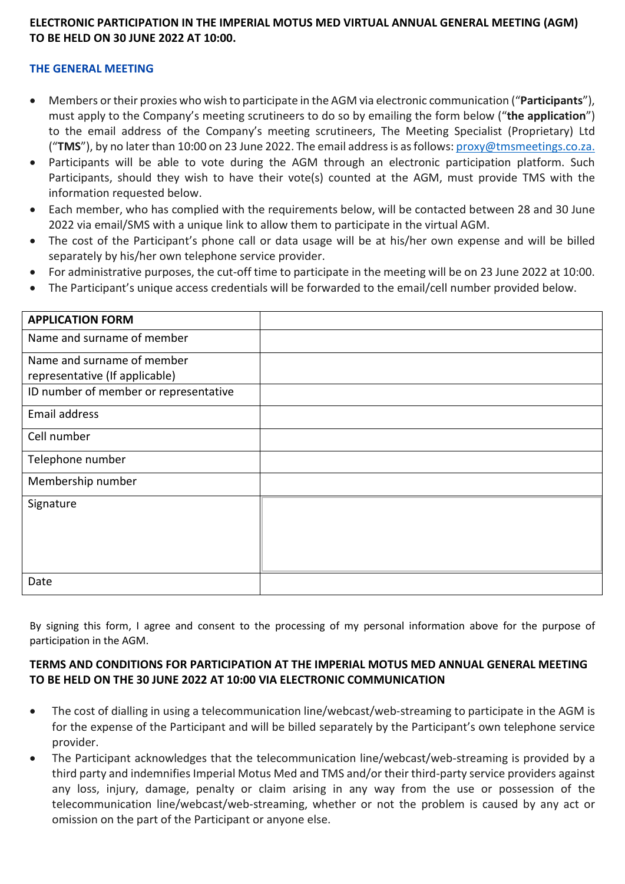**ELECTRONIC PARTICIPATION IN THE IMPERIAL MOTUS MED VIRTUAL ANNUAL GENERAL MEETING (AGM) TO BE HELD ON 30 JUNE 2022 AT 10:00.**

## THE GENERAL MEETING

- Members or their proxies who wish to participate in the AGM via electronic communication ("**Participants**"), must apply to the Company's meeting scrutineers to do so by emailing the form below ("**the application**") to the email address of the Company's meeting scrutineers, The Meeting Specialist (Proprietary) Ltd ("**TMS**"), by no later than 10:00 on 23 June 2022. The email address is as follows: proxy@tmsmeetings.co.za.
- Participants will be able to vote during the AGM through an electronic participation platform. Such Participants, should they wish to have their vote(s) counted at the AGM, must provide TMS with the information requested below.
- Each member, who has complied with the requirements below, will be contacted between 28 and 30 June 2022 via email/SMS with a unique link to allow them to participate in the virtual AGM.
- The cost of the Participant's phone call or data usage will be at his/her own expense and will be billed separately by his/her own telephone service provider.
- For administrative purposes, the cut-off time to participate in the meeting will be on 23 June 2022 at 10:00.
- The Participant's unique access credentials will be forwarded to the email/cell number provided below.

| **APPLICATION FORM** | |
|---|---|
| Name and surname of member | |
| Name and surname of member representative (If applicable) | |
| ID number of member or representative | |
| Email address | |
| Cell number | |
| Telephone number | |
| Membership number | |
| Signature | |
| Date | |

By signing this form, I agree and consent to the processing of my personal information above for the purpose of participation in the AGM.

**TERMS AND CONDITIONS FOR PARTICIPATION AT THE IMPERIAL MOTUS MED ANNUAL GENERAL MEETING TO BE HELD ON THE 30 JUNE 2022 AT 10:00 VIA ELECTRONIC COMMUNICATION**

- The cost of dialling in using a telecommunication line/webcast/web-streaming to participate in the AGM is for the expense of the Participant and will be billed separately by the Participant's own telephone service provider.
- The Participant acknowledges that the telecommunication line/webcast/web-streaming is provided by a third party and indemnifies Imperial Motus Med and TMS and/or their third-party service providers against any loss, injury, damage, penalty or claim arising in any way from the use or possession of the telecommunication line/webcast/web-streaming, whether or not the problem is caused by any act or omission on the part of the Participant or anyone else.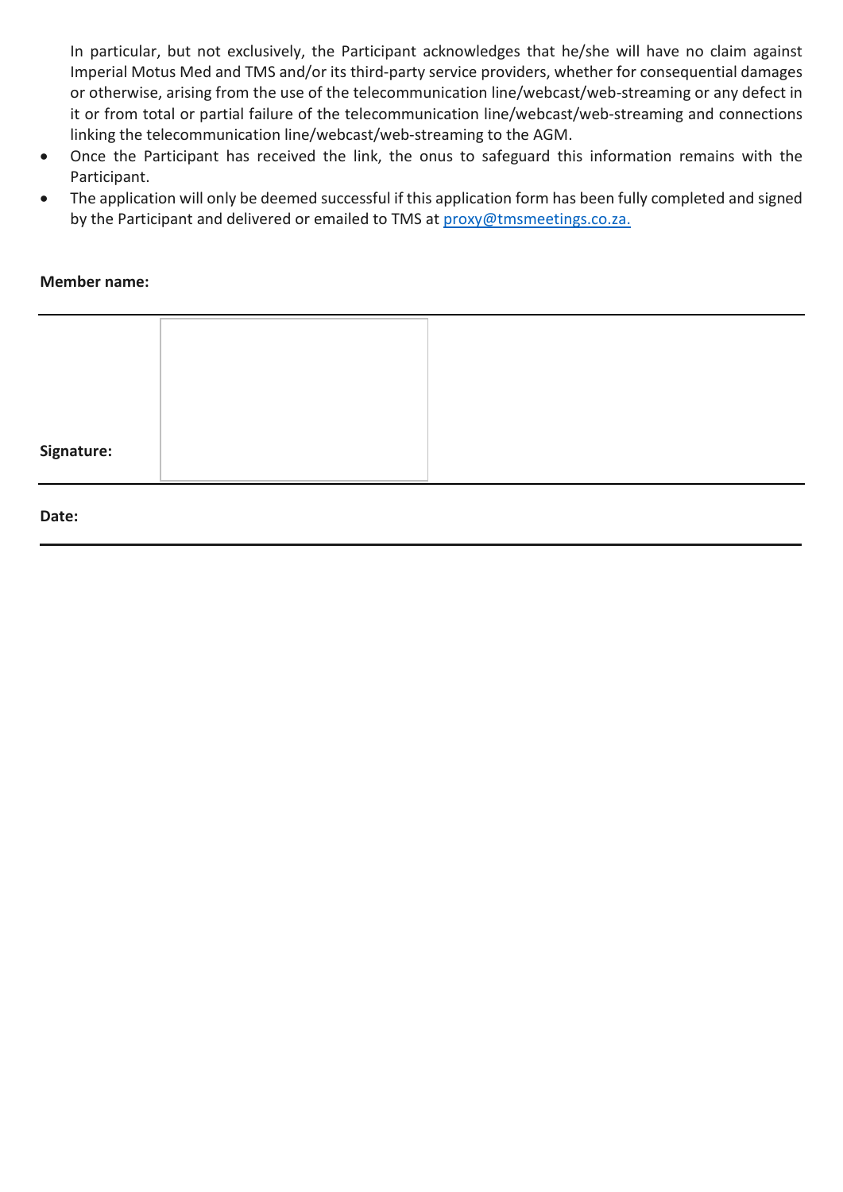In particular, but not exclusively, the Participant acknowledges that he/she will have no claim against Imperial Motus Med and TMS and/or its third-party service providers, whether for consequential damages or otherwise, arising from the use of the telecommunication line/webcast/web-streaming or any defect in it or from total or partial failure of the telecommunication line/webcast/web-streaming and connections linking the telecommunication line/webcast/web-streaming to the AGM.

- Once the Participant has received the link, the onus to safeguard this information remains with the Participant.
- The application will only be deemed successful if this application form has been fully completed and signed by the Participant and delivered or emailed to TMS at proxy@tmsmeetings.co.za.

**Member name:**

**Signature:**

**Date:**